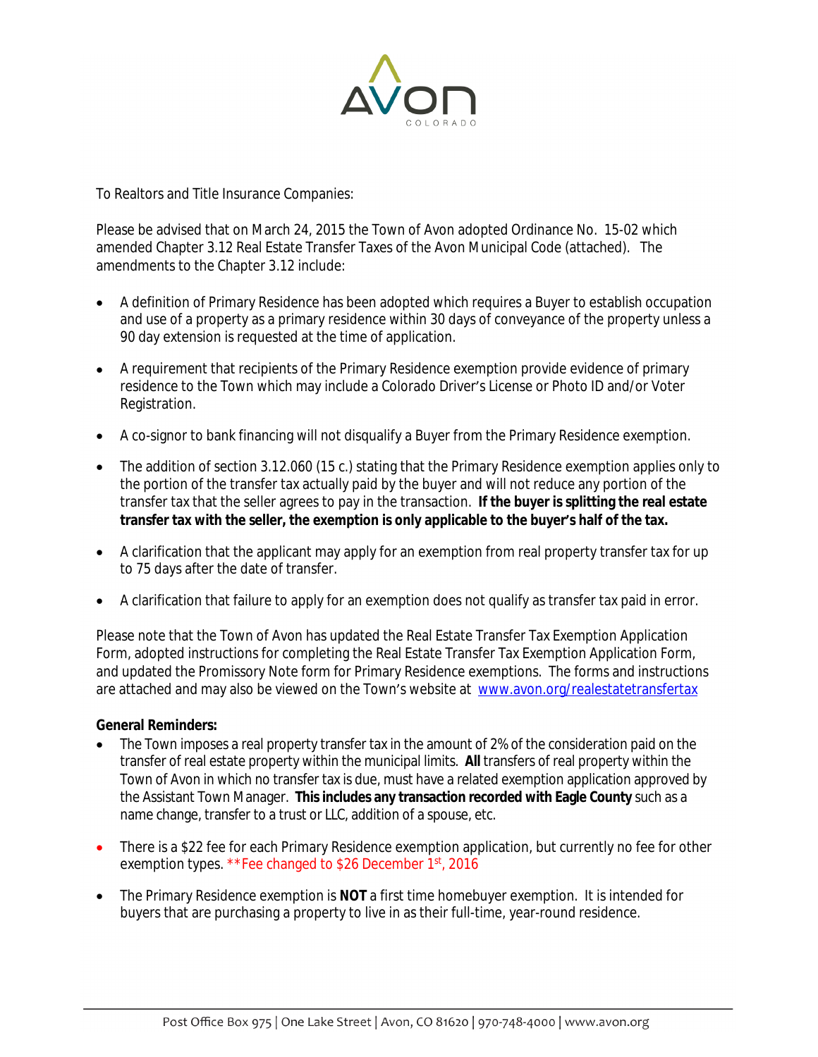To Realtors and Title Insurance Companies:

Please be advised that on March 24, 2015 the Town of Avon adopted Ordinance No. 15-02 which amended Chapter 3.12 Real Estate Transfer Taxes of the Avon Municipal Code (attached). The amendments to the Chapter 3.12 include:

- A definition of Primary Residence has been adopted which requires a Buyer to establish occupation and use of a property as a primary residence within 30 days of conveyance of the property unless a 90 day extension is requested at the time of application.
- A requirement that recipients of the Primary Residence exemption provide evidence of primary residence to the Town which may include a Colorado Driver's License or Photo ID and/or Voter Registration.
- A co-signor to bank financing will not disqualify a Buyer from the Primary Residence exemption.
- The addition of section 3.12.060 (15 c.) stating that the Primary Residence exemption applies only to the portion of the transfer tax actually paid by the buyer and will not reduce any portion of the transfer tax that the seller agrees to pay in the transaction. **If the buyer is splitting the real estate transfer tax with the seller, the exemption is only applicable to the buyer's half of the tax.**
- A clarification that the applicant may apply for an exemption from real property transfer tax for up to 75 days after the date of transfer.
- A clarification that failure to apply for an exemption does not qualify as transfer tax paid in error.

Please note that the Town of Avon has updated the Real Estate Transfer Tax Exemption Application Form, adopted instructions for completing the Real Estate Transfer Tax Exemption Application Form, and updated the Promissory Note form for Primary Residence exemptions. The forms and instructions are attached and may also be viewed on the Town's website at www.avon.org/realestatetransfertax

**General Reminders:**

- The Town imposes a real property transfer tax in the amount of 2% of the consideration paid on the transfer of real estate property within the municipal limits. **All** transfers of real property within the Town of Avon in which no transfer tax is due, must have a related exemption application approved by the Assistant Town Manager. **This includes any transaction recorded with Eagle County** such as a name change, transfer to a trust or LLC, addition of a spouse, etc.
- There is a $22 fee for each Primary Residence exemption application, but currently no fee for other exemption types. **Fee changed to $26 December 1st, 2016
- The Primary Residence exemption is **NOT** a first time homebuyer exemption. It is intended for buyers that are purchasing a property to live in as their full-time, year-round residence.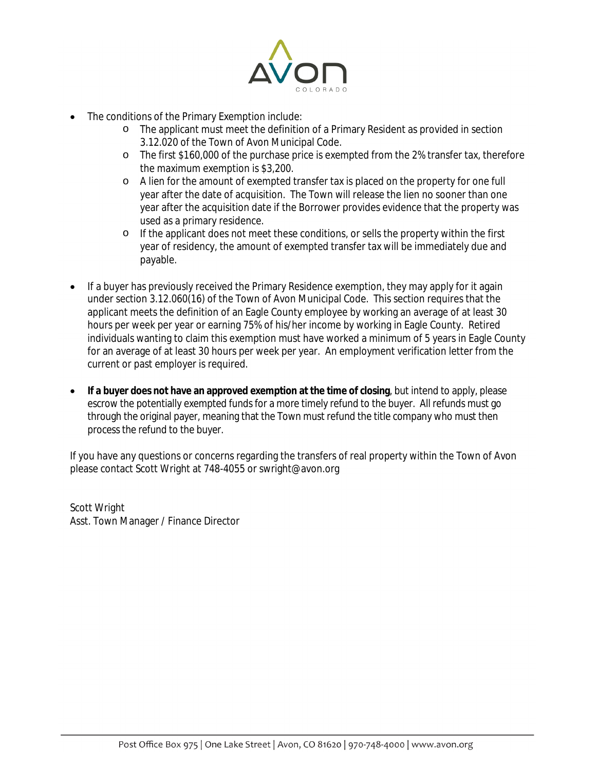- The conditions of the Primary Exemption include:
  - The applicant must meet the definition of a Primary Resident as provided in section 3.12.020 of the Town of Avon Municipal Code.
  - The first $160,000 of the purchase price is exempted from the 2% transfer tax, therefore the maximum exemption is $3,200.
  - A lien for the amount of exempted transfer tax is placed on the property for one full year after the date of acquisition. The Town will release the lien no sooner than one year after the acquisition date if the Borrower provides evidence that the property was used as a primary residence.
  - If the applicant does not meet these conditions, or sells the property within the first year of residency, the amount of exempted transfer tax will be immediately due and payable.

- If a buyer has previously received the Primary Residence exemption, they may apply for it again under section 3.12.060(16) of the Town of Avon Municipal Code. This section requires that the applicant meets the definition of an Eagle County employee by working an average of at least 30 hours per week per year or earning 75% of his/her income by working in Eagle County. Retired individuals wanting to claim this exemption must have worked a minimum of 5 years in Eagle County for an average of at least 30 hours per week per year. An employment verification letter from the current or past employer is required.

- **If a buyer does not have an approved exemption at the time of closing**, but intend to apply, please escrow the potentially exempted funds for a more timely refund to the buyer. All refunds must go through the original payer, meaning that the Town must refund the title company who must then process the refund to the buyer.

If you have any questions or concerns regarding the transfers of real property within the Town of Avon please contact Scott Wright at 748-4055 or swright@avon.org

Scott Wright
Asst. Town Manager / Finance Director